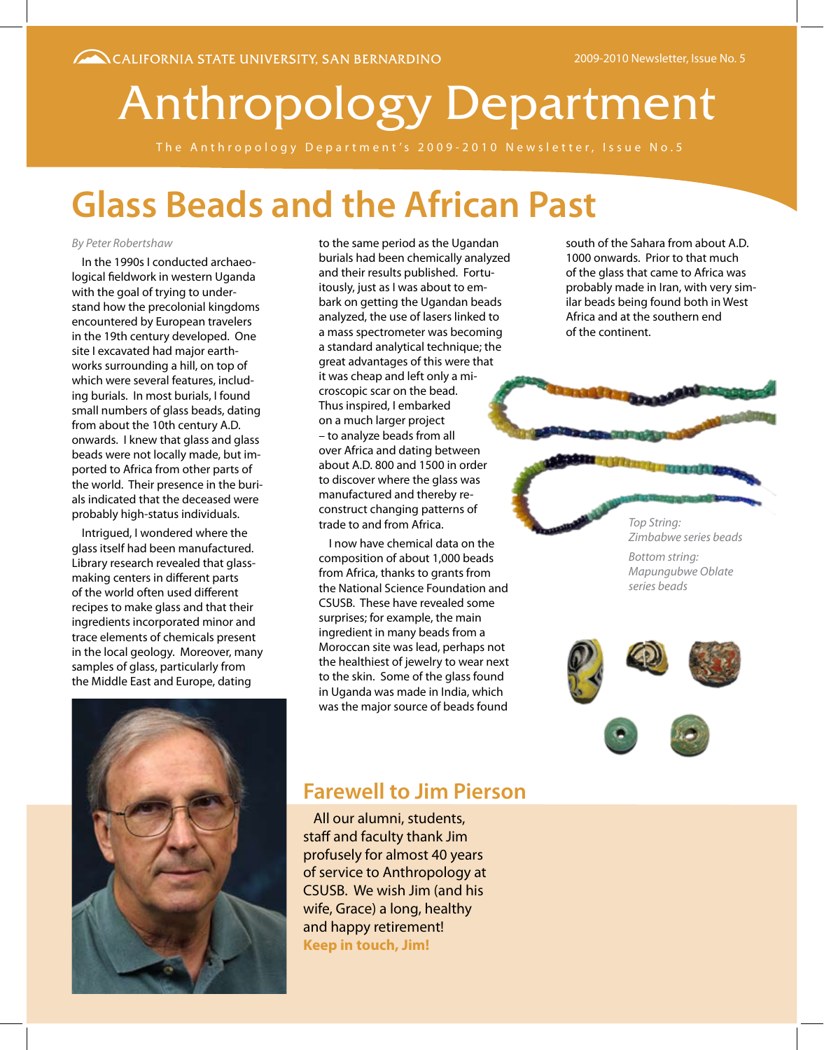CALIFORNIA STATE UNIVERSITY, SAN BERNARDINO

2009-2010 Newsletter, Issue No. 5

# Anthropology Department

The Anthropology Department's 2009-2010 Newsletter, Issue No.5

## Glass Beads and the African Past

*By Peter Robertshaw*

In the 1990s I conducted archaeological fieldwork in western Uganda with the goal of trying to understand how the precolonial kingdoms encountered by European travelers in the 19th century developed. One site I excavated had major earthworks surrounding a hill, on top of which were several features, including burials. In most burials, I found small numbers of glass beads, dating from about the 10th century A.D. onwards. I knew that glass and glass beads were not locally made, but imported to Africa from other parts of the world. Their presence in the burials indicated that the deceased were probably high-status individuals.

Intrigued, I wondered where the glass itself had been manufactured. Library research revealed that glass-making centers in different parts of the world often used different recipes to make glass and that their ingredients incorporated minor and trace elements of chemicals present in the local geology. Moreover, many samples of glass, particularly from the Middle East and Europe, dating to the same period as the Ugandan burials had been chemically analyzed and their results published. Fortuitously, just as I was about to embark on getting the Ugandan beads analyzed, the use of lasers linked to a mass spectrometer was becoming a standard analytical technique; the great advantages of this were that it was cheap and left only a microscopic scar on the bead. Thus inspired, I embarked on a much larger project – to analyze beads from all over Africa and dating between about A.D. 800 and 1500 in order to discover where the glass was manufactured and thereby reconstruct changing patterns of trade to and from Africa.

I now have chemical data on the composition of about 1,000 beads from Africa, thanks to grants from the National Science Foundation and CSUSB. These have revealed some surprises; for example, the main ingredient in many beads from a Moroccan site was lead, perhaps not the healthiest of jewelry to wear next to the skin. Some of the glass found in Uganda was made in India, which was the major source of beads found south of the Sahara from about A.D. 1000 onwards. Prior to that much of the glass that came to Africa was probably made in Iran, with very similar beads being found both in West Africa and at the southern end of the continent.

*Top String: Zimbabwe series beads*

*Bottom string: Mapungubwe Oblate series beads*

## Farewell to Jim Pierson

All our alumni, students, staff and faculty thank Jim profusely for almost 40 years of service to Anthropology at CSUSB. We wish Jim (and his wife, Grace) a long, healthy and happy retirement!
**Keep in touch, Jim!**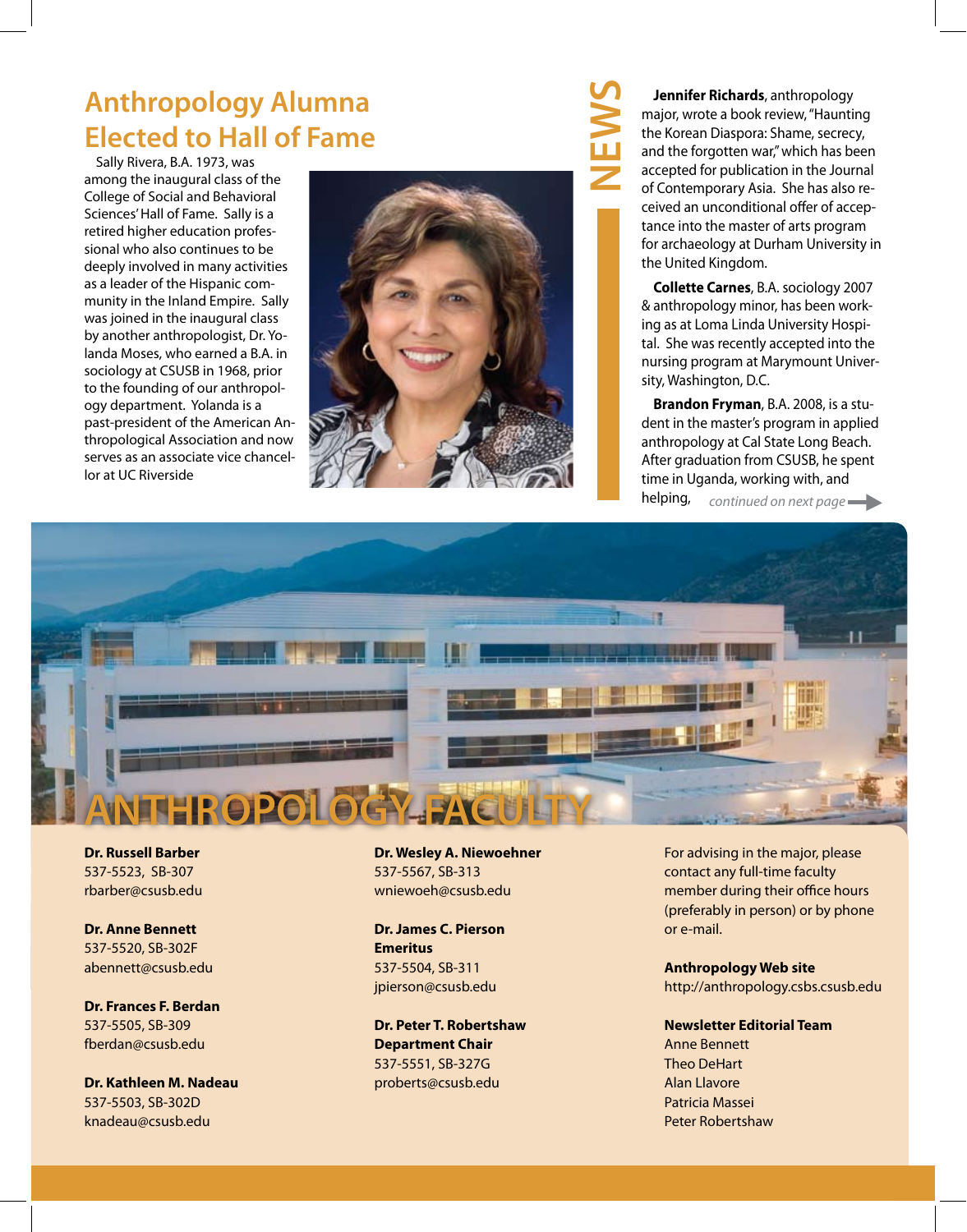## Anthropology Alumna Elected to Hall of Fame

Sally Rivera, B.A. 1973, was among the inaugural class of the College of Social and Behavioral Sciences' Hall of Fame. Sally is a retired higher education professional who also continues to be deeply involved in many activities as a leader of the Hispanic community in the Inland Empire. Sally was joined in the inaugural class by another anthropologist, Dr. Yolanda Moses, who earned a B.A. in sociology at CSUSB in 1968, prior to the founding of our anthropology department. Yolanda is a past-president of the American Anthropological Association and now serves as an associate vice chancellor at UC Riverside

## NEWS

**Jennifer Richards**, anthropology major, wrote a book review, "Haunting the Korean Diaspora: Shame, secrecy, and the forgotten war," which has been accepted for publication in the Journal of Contemporary Asia. She has also received an unconditional offer of acceptance into the master of arts program for archaeology at Durham University in the United Kingdom.

**Collette Carnes**, B.A. sociology 2007 & anthropology minor, has been working as at Loma Linda University Hospital. She was recently accepted into the nursing program at Marymount University, Washington, D.C.

**Brandon Fryman**, B.A. 2008, is a student in the master's program in applied anthropology at Cal State Long Beach. After graduation from CSUSB, he spent time in Uganda, working with, and helping, *continued on next page*

## ANTHROPOLOGY FACULTY

**Dr. Russell Barber**
537-5523, SB-307
rbarber@csusb.edu

**Dr. Anne Bennett**
537-5520, SB-302F
abennett@csusb.edu

**Dr. Frances F. Berdan**
537-5505, SB-309
fberdan@csusb.edu

**Dr. Kathleen M. Nadeau**
537-5503, SB-302D
knadeau@csusb.edu

**Dr. Wesley A. Niewoehner**
537-5567, SB-313
wniewoeh@csusb.edu

**Dr. James C. Pierson**
**Emeritus**
537-5504, SB-311
jpierson@csusb.edu

**Dr. Peter T. Robertshaw**
**Department Chair**
537-5551, SB-327G
proberts@csusb.edu

For advising in the major, please contact any full-time faculty member during their office hours (preferably in person) or by phone or e-mail.

**Anthropology Web site**
http://anthropology.csbs.csusb.edu

**Newsletter Editorial Team**
Anne Bennett
Theo DeHart
Alan Llavore
Patricia Massei
Peter Robertshaw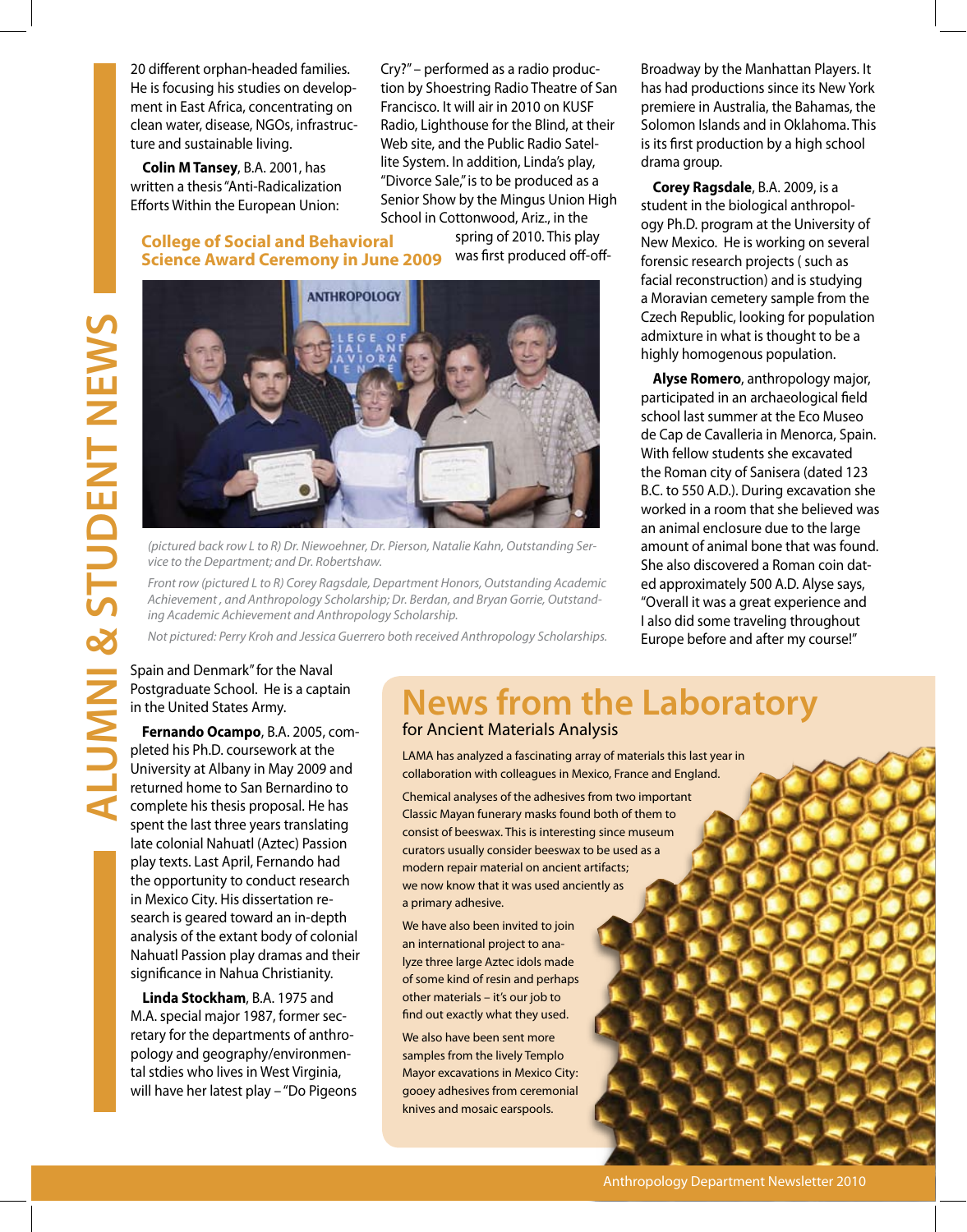# ALUMNI & STUDENT NEWS

20 different orphan-headed families. He is focusing his studies on development in East Africa, concentrating on clean water, disease, NGOs, infrastructure and sustainable living.

**Colin M Tansey**, B.A. 2001, has written a thesis "Anti-Radicalization Efforts Within the European Union: Spain and Denmark" for the Naval Postgraduate School. He is a captain in the United States Army.

**Fernando Ocampo**, B.A. 2005, completed his Ph.D. coursework at the University at Albany in May 2009 and returned home to San Bernardino to complete his thesis proposal. He has spent the last three years translating late colonial Nahuatl (Aztec) Passion play texts. Last April, Fernando had the opportunity to conduct research in Mexico City. His dissertation research is geared toward an in-depth analysis of the extant body of colonial Nahuatl Passion play dramas and their significance in Nahua Christianity.

**Linda Stockham**, B.A. 1975 and M.A. special major 1987, former secretary for the departments of anthropology and geography/environmental stdies who lives in West Virginia, will have her latest play – "Do Pigeons Cry?" – performed as a radio production by Shoestring Radio Theatre of San Francisco. It will air in 2010 on KUSF Radio, Lighthouse for the Blind, at their Web site, and the Public Radio Satellite System. In addition, Linda's play, "Divorce Sale," is to be produced as a Senior Show by the Mingus Union High School in Cottonwood, Ariz., in the spring of 2010. This play was first produced off-off-Broadway by the Manhattan Players. It has had productions since its New York premiere in Australia, the Bahamas, the Solomon Islands and in Oklahoma. This is its first production by a high school drama group.

## College of Social and Behavioral Science Award Ceremony in June 2009

*(pictured back row L to R) Dr. Niewoehner, Dr. Pierson, Natalie Kahn, Outstanding Service to the Department; and Dr. Robertshaw.*

*Front row (pictured L to R) Corey Ragsdale, Department Honors, Outstanding Academic Achievement , and Anthropology Scholarship; Dr. Berdan, and Bryan Gorrie, Outstanding Academic Achievement and Anthropology Scholarship.*

*Not pictured: Perry Kroh and Jessica Guerrero both received Anthropology Scholarships.*

**Corey Ragsdale**, B.A. 2009, is a student in the biological anthropology Ph.D. program at the University of New Mexico. He is working on several forensic research projects ( such as facial reconstruction) and is studying a Moravian cemetery sample from the Czech Republic, looking for population admixture in what is thought to be a highly homogenous population.

**Alyse Romero**, anthropology major, participated in an archaeological field school last summer at the Eco Museo de Cap de Cavalleria in Menorca, Spain. With fellow students she excavated the Roman city of Sanisera (dated 123 B.C. to 550 A.D.). During excavation she worked in a room that she believed was an animal enclosure due to the large amount of animal bone that was found. She also discovered a Roman coin dated approximately 500 A.D. Alyse says, "Overall it was a great experience and I also did some traveling throughout Europe before and after my course!"

# News from the Laboratory
## for Ancient Materials Analysis

LAMA has analyzed a fascinating array of materials this last year in collaboration with colleagues in Mexico, France and England.

Chemical analyses of the adhesives from two important Classic Mayan funerary masks found both of them to consist of beeswax. This is interesting since museum curators usually consider beeswax to be used as a modern repair material on ancient artifacts; we now know that it was used anciently as a primary adhesive.

We have also been invited to join an international project to analyze three large Aztec idols made of some kind of resin and perhaps other materials – it's our job to find out exactly what they used.

We also have been sent more samples from the lively Templo Mayor excavations in Mexico City: gooey adhesives from ceremonial knives and mosaic earspools.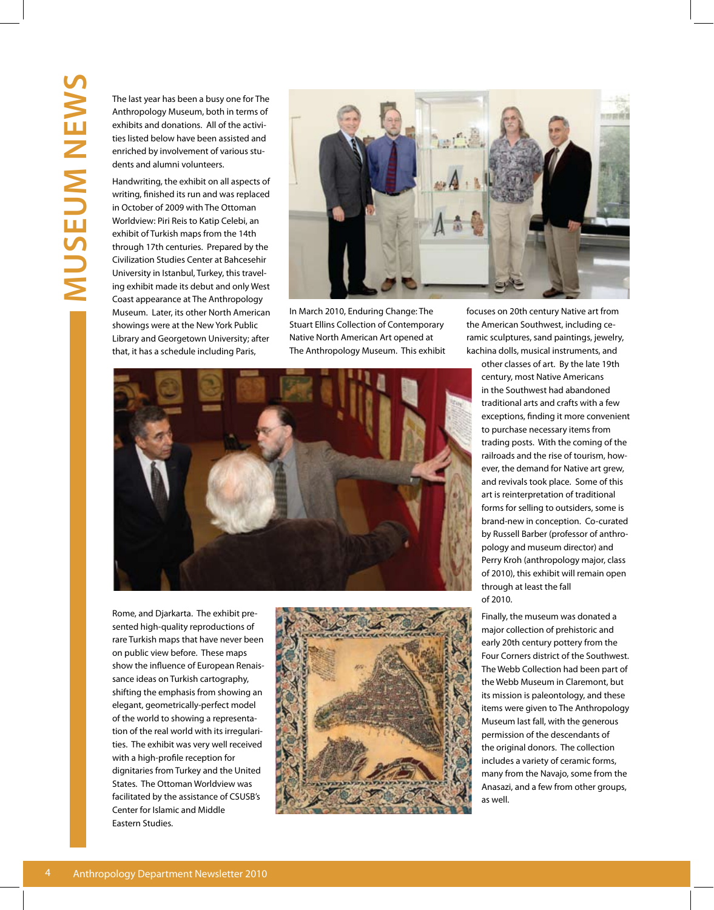# MUSEUM NEWS

The last year has been a busy one for The Anthropology Museum, both in terms of exhibits and donations. All of the activities listed below have been assisted and enriched by involvement of various students and alumni volunteers.

Handwriting, the exhibit on all aspects of writing, finished its run and was replaced in October of 2009 with The Ottoman Worldview: Piri Reis to Katip Celebi, an exhibit of Turkish maps from the 14th through 17th centuries. Prepared by the Civilization Studies Center at Bahcesehir University in Istanbul, Turkey, this traveling exhibit made its debut and only West Coast appearance at The Anthropology Museum. Later, its other North American showings were at the New York Public Library and Georgetown University; after that, it has a schedule including Paris, Rome, and Djarkarta. The exhibit presented high-quality reproductions of rare Turkish maps that have never been on public view before. These maps show the influence of European Renaissance ideas on Turkish cartography, shifting the emphasis from showing an elegant, geometrically-perfect model of the world to showing a representation of the real world with its irregularities. The exhibit was very well received with a high-profile reception for dignitaries from Turkey and the United States. The Ottoman Worldview was facilitated by the assistance of CSUSB's Center for Islamic and Middle Eastern Studies.

In March 2010, Enduring Change: The Stuart Ellins Collection of Contemporary Native North American Art opened at The Anthropology Museum. This exhibit focuses on 20th century Native art from the American Southwest, including ceramic sculptures, sand paintings, jewelry, kachina dolls, musical instruments, and other classes of art. By the late 19th century, most Native Americans in the Southwest had abandoned traditional arts and crafts with a few exceptions, finding it more convenient to purchase necessary items from trading posts. With the coming of the railroads and the rise of tourism, however, the demand for Native art grew, and revivals took place. Some of this art is reinterpretation of traditional forms for selling to outsiders, some is brand-new in conception. Co-curated by Russell Barber (professor of anthropology and museum director) and Perry Kroh (anthropology major, class of 2010), this exhibit will remain open through at least the fall of 2010.

Finally, the museum was donated a major collection of prehistoric and early 20th century pottery from the Four Corners district of the Southwest. The Webb Collection had been part of the Webb Museum in Claremont, but its mission is paleontology, and these items were given to The Anthropology Museum last fall, with the generous permission of the descendants of the original donors. The collection includes a variety of ceramic forms, many from the Navajo, some from the Anasazi, and a few from other groups, as well.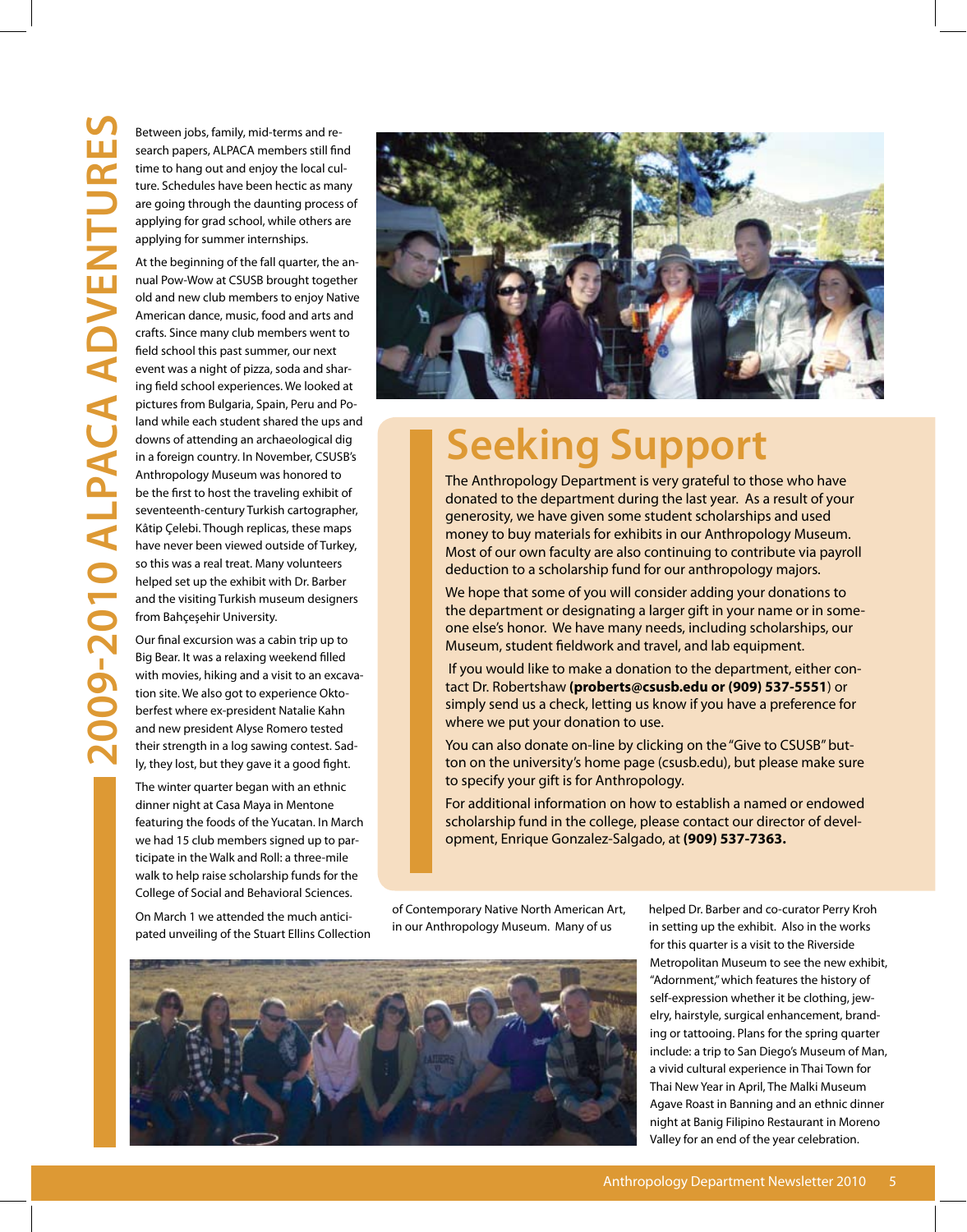# 2009-2010 ALPACA ADVENTURES

Between jobs, family, mid-terms and research papers, ALPACA members still find time to hang out and enjoy the local culture. Schedules have been hectic as many are going through the daunting process of applying for grad school, while others are applying for summer internships.

At the beginning of the fall quarter, the annual Pow-Wow at CSUSB brought together old and new club members to enjoy Native American dance, music, food and arts and crafts. Since many club members went to field school this past summer, our next event was a night of pizza, soda and sharing field school experiences. We looked at pictures from Bulgaria, Spain, Peru and Poland while each student shared the ups and downs of attending an archaeological dig in a foreign country. In November, CSUSB's Anthropology Museum was honored to be the first to host the traveling exhibit of seventeenth-century Turkish cartographer, Kâtip Çelebi. Though replicas, these maps have never been viewed outside of Turkey, so this was a real treat. Many volunteers helped set up the exhibit with Dr. Barber and the visiting Turkish museum designers from Bahçeşehir University.

Our final excursion was a cabin trip up to Big Bear. It was a relaxing weekend filled with movies, hiking and a visit to an excavation site. We also got to experience Oktoberfest where ex-president Natalie Kahn and new president Alyse Romero tested their strength in a log sawing contest. Sadly, they lost, but they gave it a good fight.

The winter quarter began with an ethnic dinner night at Casa Maya in Mentone featuring the foods of the Yucatan. In March we had 15 club members signed up to participate in the Walk and Roll: a three-mile walk to help raise scholarship funds for the College of Social and Behavioral Sciences.

On March 1 we attended the much anticipated unveiling of the Stuart Ellins Collection of Contemporary Native North American Art, in our Anthropology Museum. Many of us helped Dr. Barber and co-curator Perry Kroh in setting up the exhibit. Also in the works for this quarter is a visit to the Riverside Metropolitan Museum to see the new exhibit, "Adornment," which features the history of self-expression whether it be clothing, jewelry, hairstyle, surgical enhancement, branding or tattooing. Plans for the spring quarter include: a trip to San Diego's Museum of Man, a vivid cultural experience in Thai Town for Thai New Year in April, The Malki Museum Agave Roast in Banning and an ethnic dinner night at Banig Filipino Restaurant in Moreno Valley for an end of the year celebration.

## Seeking Support

The Anthropology Department is very grateful to those who have donated to the department during the last year. As a result of your generosity, we have given some student scholarships and used money to buy materials for exhibits in our Anthropology Museum. Most of our own faculty are also continuing to contribute via payroll deduction to a scholarship fund for our anthropology majors.

We hope that some of you will consider adding your donations to the department or designating a larger gift in your name or in someone else's honor. We have many needs, including scholarships, our Museum, student fieldwork and travel, and lab equipment.

If you would like to make a donation to the department, either contact Dr. Robertshaw **(proberts@csusb.edu or (909) 537-5551**) or simply send us a check, letting us know if you have a preference for where we put your donation to use.

You can also donate on-line by clicking on the "Give to CSUSB" button on the university's home page (csusb.edu), but please make sure to specify your gift is for Anthropology.

For additional information on how to establish a named or endowed scholarship fund in the college, please contact our director of development, Enrique Gonzalez-Salgado, at **(909) 537-7363.**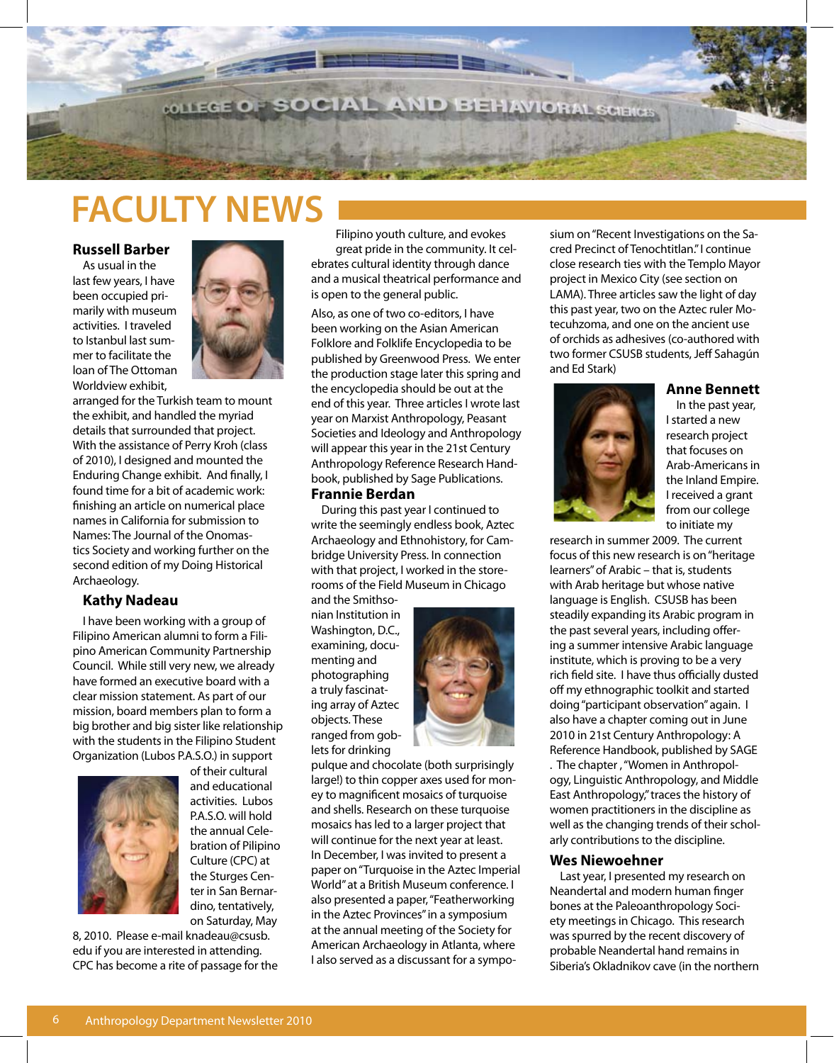# FACULTY NEWS

### Russell Barber

As usual in the last few years, I have been occupied primarily with museum activities. I traveled to Istanbul last summer to facilitate the loan of The Ottoman Worldview exhibit, arranged for the Turkish team to mount the exhibit, and handled the myriad details that surrounded that project. With the assistance of Perry Kroh (class of 2010), I designed and mounted the Enduring Change exhibit. And finally, I found time for a bit of academic work: finishing an article on numerical place names in California for submission to Names: The Journal of the Onomastics Society and working further on the second edition of my Doing Historical Archaeology.

### Kathy Nadeau

I have been working with a group of Filipino American alumni to form a Filipino American Community Partnership Council. While still very new, we already have formed an executive board with a clear mission statement. As part of our mission, board members plan to form a big brother and big sister like relationship with the students in the Filipino Student Organization (Lubos P.A.S.O.) in support of their cultural and educational activities. Lubos P.A.S.O. will hold the annual Celebration of Pilipino Culture (CPC) at the Sturges Center in San Bernardino, tentatively, on Saturday, May 8, 2010. Please e-mail knadeau@csusb.edu if you are interested in attending. CPC has become a rite of passage for the Filipino youth culture, and evokes great pride in the community. It celebrates cultural identity through dance and a musical theatrical performance and is open to the general public.

Also, as one of two co-editors, I have been working on the Asian American Folklore and Folklife Encyclopedia to be published by Greenwood Press. We enter the production stage later this spring and the encyclopedia should be out at the end of this year. Three articles I wrote last year on Marxist Anthropology, Peasant Societies and Ideology and Anthropology will appear this year in the 21st Century Anthropology Reference Research Handbook, published by Sage Publications.

### Frannie Berdan

During this past year I continued to write the seemingly endless book, Aztec Archaeology and Ethnohistory, for Cambridge University Press. In connection with that project, I worked in the storerooms of the Field Museum in Chicago and the Smithsonian Institution in Washington, D.C., examining, documenting and photographing a truly fascinating array of Aztec objects. These ranged from goblets for drinking pulque and chocolate (both surprisingly large!) to thin copper axes used for money to magnificent mosaics of turquoise and shells. Research on these turquoise mosaics has led to a larger project that will continue for the next year at least. In December, I was invited to present a paper on "Turquoise in the Aztec Imperial World" at a British Museum conference. I also presented a paper, "Featherworking in the Aztec Provinces" in a symposium at the annual meeting of the Society for American Archaeology in Atlanta, where I also served as a discussant for a symposium on "Recent Investigations on the Sacred Precinct of Tenochtitlan." I continue close research ties with the Templo Mayor project in Mexico City (see section on LAMA). Three articles saw the light of day this past year, two on the Aztec ruler Motecuhzoma, and one on the ancient use of orchids as adhesives (co-authored with two former CSUSB students, Jeff Sahagún and Ed Stark)

### Anne Bennett

In the past year, I started a new research project that focuses on Arab-Americans in the Inland Empire. I received a grant from our college to initiate my research in summer 2009. The current focus of this new research is on "heritage learners" of Arabic – that is, students with Arab heritage but whose native language is English. CSUSB has been steadily expanding its Arabic program in the past several years, including offering a summer intensive Arabic language institute, which is proving to be a very rich field site. I have thus officially dusted off my ethnographic toolkit and started doing "participant observation" again. I also have a chapter coming out in June 2010 in 21st Century Anthropology: A Reference Handbook, published by SAGE . The chapter , "Women in Anthropology, Linguistic Anthropology, and Middle East Anthropology," traces the history of women practitioners in the discipline as well as the changing trends of their scholarly contributions to the discipline.

### Wes Niewoehner

Last year, I presented my research on Neandertal and modern human finger bones at the Paleoanthropology Society meetings in Chicago. This research was spurred by the recent discovery of probable Neandertal hand remains in Siberia's Okladnikov cave (in the northern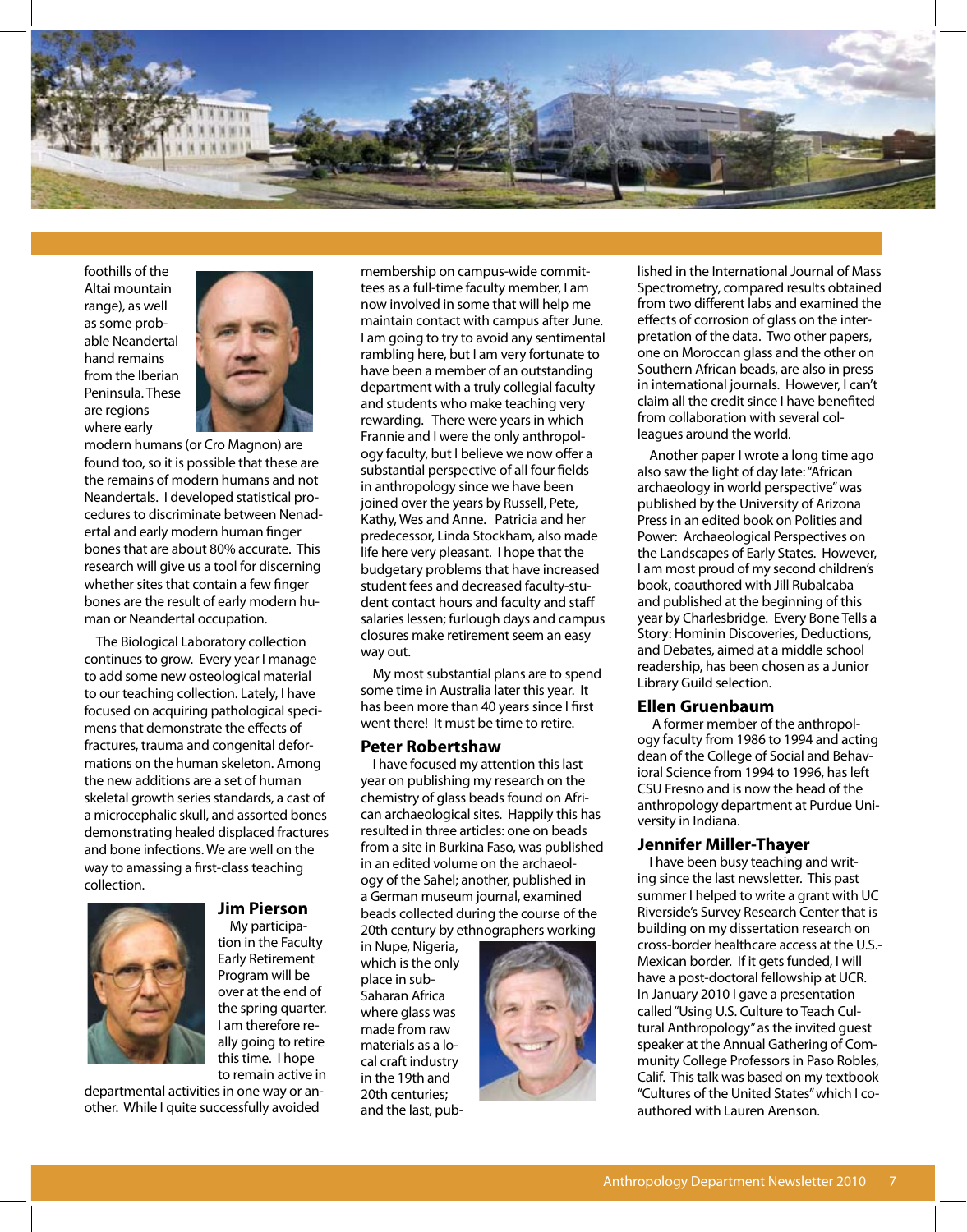foothills of the Altai mountain range), as well as some probable Neandertal hand remains from the Iberian Peninsula. These are regions where early modern humans (or Cro Magnon) are found too, so it is possible that these are the remains of modern humans and not Neandertals. I developed statistical procedures to discriminate between Nenadertal and early modern human finger bones that are about 80% accurate. This research will give us a tool for discerning whether sites that contain a few finger bones are the result of early modern human or Neandertal occupation.

The Biological Laboratory collection continues to grow. Every year I manage to add some new osteological material to our teaching collection. Lately, I have focused on acquiring pathological specimens that demonstrate the effects of fractures, trauma and congenital deformations on the human skeleton. Among the new additions are a set of human skeletal growth series standards, a cast of a microcephalic skull, and assorted bones demonstrating healed displaced fractures and bone infections. We are well on the way to amassing a first-class teaching collection.

## Jim Pierson

My participation in the Faculty Early Retirement Program will be over at the end of the spring quarter. I am therefore really going to retire this time. I hope to remain active in departmental activities in one way or another. While I quite successfully avoided membership on campus-wide committees as a full-time faculty member, I am now involved in some that will help me maintain contact with campus after June. I am going to try to avoid any sentimental rambling here, but I am very fortunate to have been a member of an outstanding department with a truly collegial faculty and students who make teaching very rewarding. There were years in which Frannie and I were the only anthropology faculty, but I believe we now offer a substantial perspective of all four fields in anthropology since we have been joined over the years by Russell, Pete, Kathy, Wes and Anne. Patricia and her predecessor, Linda Stockham, also made life here very pleasant. I hope that the budgetary problems that have increased student fees and decreased faculty-student contact hours and faculty and staff salaries lessen; furlough days and campus closures make retirement seem an easy way out.

My most substantial plans are to spend some time in Australia later this year. It has been more than 40 years since I first went there! It must be time to retire.

## Peter Robertshaw

I have focused my attention this last year on publishing my research on the chemistry of glass beads found on African archaeological sites. Happily this has resulted in three articles: one on beads from a site in Burkina Faso, was published in an edited volume on the archaeology of the Sahel; another, published in a German museum journal, examined beads collected during the course of the 20th century by ethnographers working in Nupe, Nigeria, which is the only place in sub-Saharan Africa where glass was made from raw materials as a local craft industry in the 19th and 20th centuries; and the last, published in the International Journal of Mass Spectrometry, compared results obtained from two different labs and examined the effects of corrosion of glass on the interpretation of the data. Two other papers, one on Moroccan glass and the other on Southern African beads, are also in press in international journals. However, I can't claim all the credit since I have benefited from collaboration with several colleagues around the world.

Another paper I wrote a long time ago also saw the light of day late: "African archaeology in world perspective" was published by the University of Arizona Press in an edited book on Polities and Power: Archaeological Perspectives on the Landscapes of Early States. However, I am most proud of my second children's book, coauthored with Jill Rubalcaba and published at the beginning of this year by Charlesbridge. Every Bone Tells a Story: Hominin Discoveries, Deductions, and Debates, aimed at a middle school readership, has been chosen as a Junior Library Guild selection.

## Ellen Gruenbaum

A former member of the anthropology faculty from 1986 to 1994 and acting dean of the College of Social and Behavioral Science from 1994 to 1996, has left CSU Fresno and is now the head of the anthropology department at Purdue University in Indiana.

## Jennifer Miller-Thayer

I have been busy teaching and writing since the last newsletter. This past summer I helped to write a grant with UC Riverside's Survey Research Center that is building on my dissertation research on cross-border healthcare access at the U.S.-Mexican border. If it gets funded, I will have a post-doctoral fellowship at UCR. In January 2010 I gave a presentation called "Using U.S. Culture to Teach Cultural Anthropology" as the invited guest speaker at the Annual Gathering of Community College Professors in Paso Robles, Calif. This talk was based on my textbook "Cultures of the United States" which I coauthored with Lauren Arenson.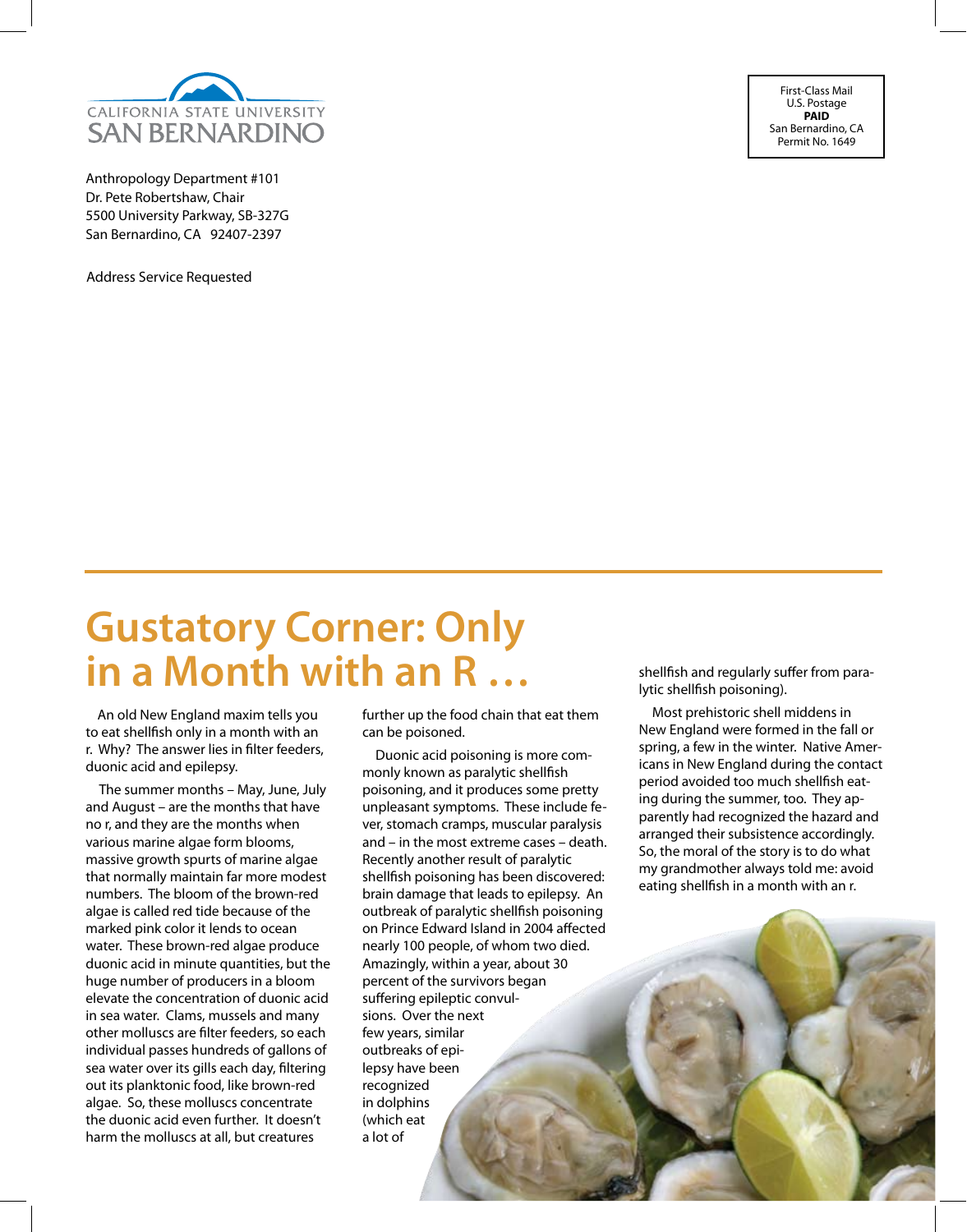CALIFORNIA STATE UNIVERSITY
SAN BERNARDINO

Anthropology Department #101
Dr. Pete Robertshaw, Chair
5500 University Parkway, SB-327G
San Bernardino, CA 92407-2397

Address Service Requested

First-Class Mail
U.S. Postage
**PAID**
San Bernardino, CA
Permit No. 1649

# Gustatory Corner: Only in a Month with an R …

An old New England maxim tells you to eat shellfish only in a month with an r. Why? The answer lies in filter feeders, duonic acid and epilepsy.

The summer months – May, June, July and August – are the months that have no r, and they are the months when various marine algae form blooms, massive growth spurts of marine algae that normally maintain far more modest numbers. The bloom of the brown-red algae is called red tide because of the marked pink color it lends to ocean water. These brown-red algae produce duonic acid in minute quantities, but the huge number of producers in a bloom elevate the concentration of duonic acid in sea water. Clams, mussels and many other molluscs are filter feeders, so each individual passes hundreds of gallons of sea water over its gills each day, filtering out its planktonic food, like brown-red algae. So, these molluscs concentrate the duonic acid even further. It doesn't harm the molluscs at all, but creatures further up the food chain that eat them can be poisoned.

Duonic acid poisoning is more commonly known as paralytic shellfish poisoning, and it produces some pretty unpleasant symptoms. These include fever, stomach cramps, muscular paralysis and – in the most extreme cases – death. Recently another result of paralytic shellfish poisoning has been discovered: brain damage that leads to epilepsy. An outbreak of paralytic shellfish poisoning on Prince Edward Island in 2004 affected nearly 100 people, of whom two died. Amazingly, within a year, about 30 percent of the survivors began suffering epileptic convulsions. Over the next few years, similar outbreaks of epilepsy have been recognized in dolphins (which eat a lot of shellfish and regularly suffer from paralytic shellfish poisoning).

Most prehistoric shell middens in New England were formed in the fall or spring, a few in the winter. Native Americans in New England during the contact period avoided too much shellfish eating during the summer, too. They apparently had recognized the hazard and arranged their subsistence accordingly. So, the moral of the story is to do what my grandmother always told me: avoid eating shellfish in a month with an r.